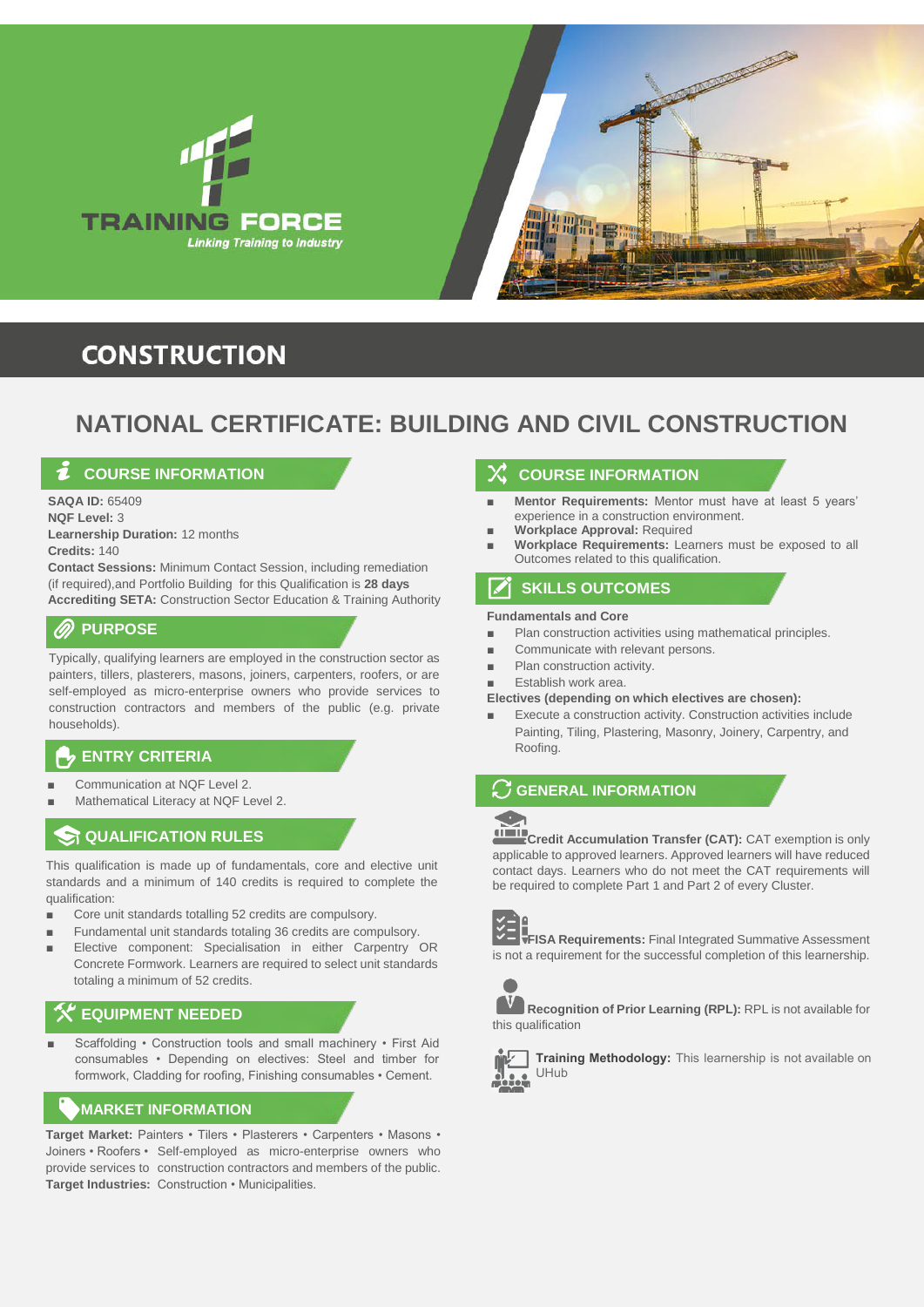TRAINING FORCE

*Linking Training to Industry*

# CONSTRUCTION

## NATIONAL CERTIFICATE: BUILDING AND CIVIL CONSTRUCTION

### COURSE INFORMATION

**SAQA ID:** 65409
**NQF Level:** 3
**Learnership Duration:** 12 months
**Credits:** 140
**Contact Sessions:** Minimum Contact Session, including remediation (if required),and Portfolio Building for this Qualification is **28 days**
**Accrediting SETA:** Construction Sector Education & Training Authority

### PURPOSE

Typically, qualifying learners are employed in the construction sector as painters, tillers, plasterers, masons, joiners, carpenters, roofers, or are self-employed as micro-enterprise owners who provide services to construction contractors and members of the public (e.g. private households).

### ENTRY CRITERIA

- Communication at NQF Level 2.
- Mathematical Literacy at NQF Level 2.

### QUALIFICATION RULES

This qualification is made up of fundamentals, core and elective unit standards and a minimum of 140 credits is required to complete the qualification:

- Core unit standards totalling 52 credits are compulsory.
- Fundamental unit standards totaling 36 credits are compulsory.
- Elective component: Specialisation in either Carpentry OR Concrete Formwork. Learners are required to select unit standards totaling a minimum of 52 credits.

### EQUIPMENT NEEDED

- Scaffolding • Construction tools and small machinery • First Aid consumables • Depending on electives: Steel and timber for formwork, Cladding for roofing, Finishing consumables • Cement.

### MARKET INFORMATION

**Target Market:** Painters • Tilers • Plasterers • Carpenters • Masons • Joiners • Roofers • Self-employed as micro-enterprise owners who provide services to construction contractors and members of the public.
**Target Industries:** Construction • Municipalities.

### COURSE INFORMATION

- **Mentor Requirements:** Mentor must have at least 5 years' experience in a construction environment.
- **Workplace Approval:** Required
- **Workplace Requirements:** Learners must be exposed to all Outcomes related to this qualification.

### SKILLS OUTCOMES

**Fundamentals and Core**

- Plan construction activities using mathematical principles.
- Communicate with relevant persons.
- Plan construction activity.
- Establish work area.

**Electives (depending on which electives are chosen):**

- Execute a construction activity. Construction activities include Painting, Tiling, Plastering, Masonry, Joinery, Carpentry, and Roofing.

### GENERAL INFORMATION

**Credit Accumulation Transfer (CAT):** CAT exemption is only applicable to approved learners. Approved learners will have reduced contact days. Learners who do not meet the CAT requirements will be required to complete Part 1 and Part 2 of every Cluster.

**FISA Requirements:** Final Integrated Summative Assessment is not a requirement for the successful completion of this learnership.

**Recognition of Prior Learning (RPL):** RPL is not available for this qualification

**Training Methodology:** This learnership is not available on UHub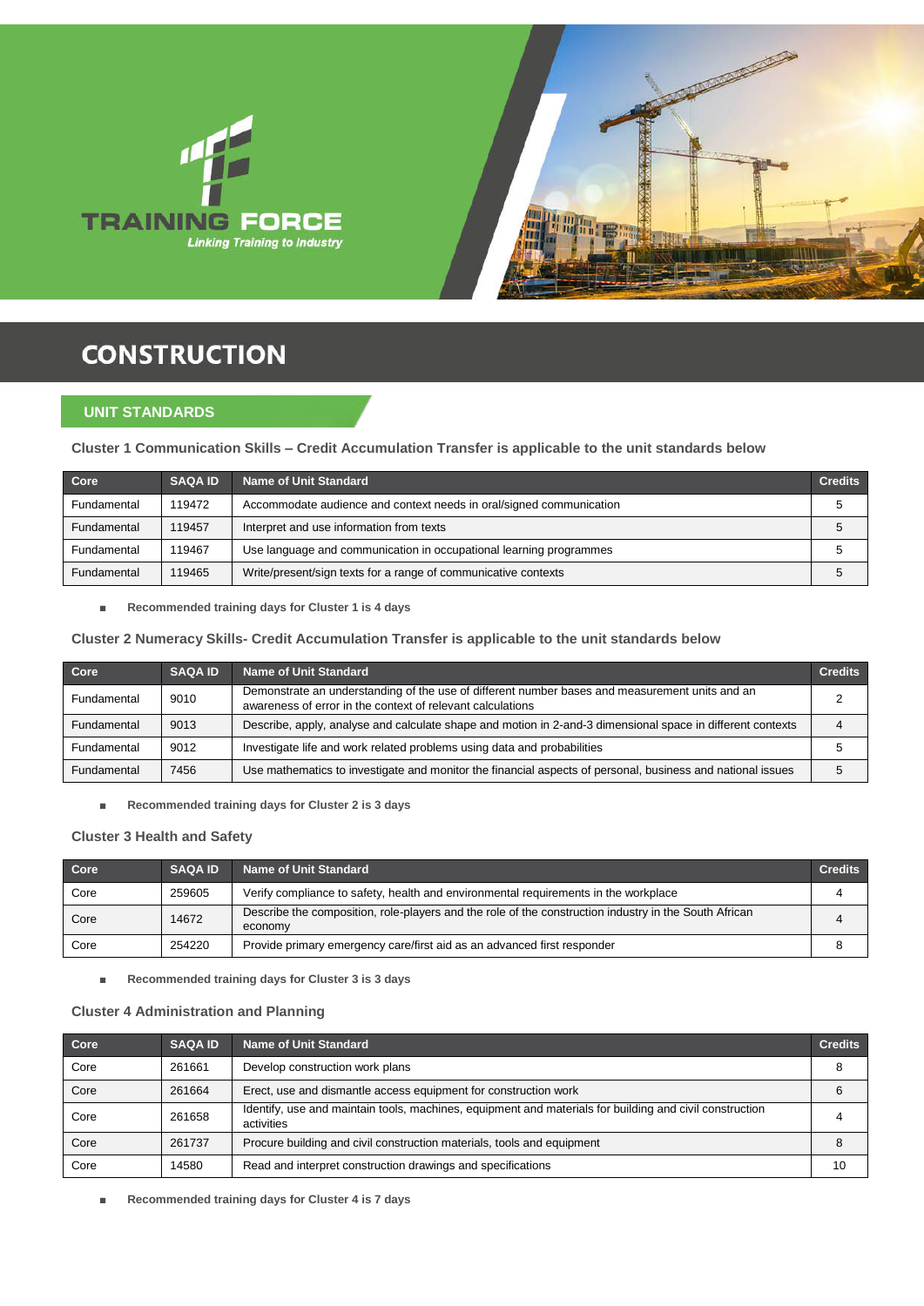TRAINING FORCE

*Linking Training to Industry*

# CONSTRUCTION

## UNIT STANDARDS

### Cluster 1 Communication Skills – Credit Accumulation Transfer is applicable to the unit standards below

| Core | SAQA ID | Name of Unit Standard | Credits |
|---|---|---|---|
| Fundamental | 119472 | Accommodate audience and context needs in oral/signed communication | 5 |
| Fundamental | 119457 | Interpret and use information from texts | 5 |
| Fundamental | 119467 | Use language and communication in occupational learning programmes | 5 |
| Fundamental | 119465 | Write/present/sign texts for a range of communicative contexts | 5 |

- **Recommended training days for Cluster 1 is 4 days**

### Cluster 2 Numeracy Skills- Credit Accumulation Transfer is applicable to the unit standards below

| Core | SAQA ID | Name of Unit Standard | Credits |
|---|---|---|---|
| Fundamental | 9010 | Demonstrate an understanding of the use of different number bases and measurement units and an awareness of error in the context of relevant calculations | 2 |
| Fundamental | 9013 | Describe, apply, analyse and calculate shape and motion in 2-and-3 dimensional space in different contexts | 4 |
| Fundamental | 9012 | Investigate life and work related problems using data and probabilities | 5 |
| Fundamental | 7456 | Use mathematics to investigate and monitor the financial aspects of personal, business and national issues | 5 |

- **Recommended training days for Cluster 2 is 3 days**

### Cluster 3 Health and Safety

| Core | SAQA ID | Name of Unit Standard | Credits |
|---|---|---|---|
| Core | 259605 | Verify compliance to safety, health and environmental requirements in the workplace | 4 |
| Core | 14672 | Describe the composition, role-players and the role of the construction industry in the South African economy | 4 |
| Core | 254220 | Provide primary emergency care/first aid as an advanced first responder | 8 |

- **Recommended training days for Cluster 3 is 3 days**

### Cluster 4 Administration and Planning

| Core | SAQA ID | Name of Unit Standard | Credits |
|---|---|---|---|
| Core | 261661 | Develop construction work plans | 8 |
| Core | 261664 | Erect, use and dismantle access equipment for construction work | 6 |
| Core | 261658 | Identify, use and maintain tools, machines, equipment and materials for building and civil construction activities | 4 |
| Core | 261737 | Procure building and civil construction materials, tools and equipment | 8 |
| Core | 14580 | Read and interpret construction drawings and specifications | 10 |

- **Recommended training days for Cluster 4 is 7 days**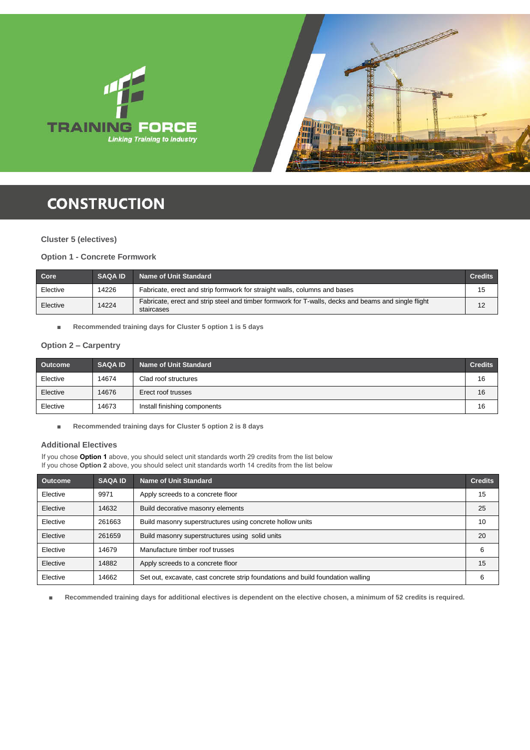# CONSTRUCTION

### Cluster 5 (electives)

#### Option 1 - Concrete Formwork

| Core | SAQA ID | Name of Unit Standard | Credits |
|---|---|---|---|
| Elective | 14226 | Fabricate, erect and strip formwork for straight walls, columns and bases | 15 |
| Elective | 14224 | Fabricate, erect and strip steel and timber formwork for T-walls, decks and beams and single flight staircases | 12 |

- **Recommended training days for Cluster 5 option 1 is 5 days**

#### Option 2 – Carpentry

| Outcome | SAQA ID | Name of Unit Standard | Credits |
|---|---|---|---|
| Elective | 14674 | Clad roof structures | 16 |
| Elective | 14676 | Erect roof trusses | 16 |
| Elective | 14673 | Install finishing components | 16 |

- **Recommended training days for Cluster 5 option 2 is 8 days**

### Additional Electives

If you chose **Option 1** above, you should select unit standards worth 29 credits from the list below
If you chose **Option 2** above, you should select unit standards worth 14 credits from the list below

| Outcome | SAQA ID | Name of Unit Standard | Credits |
|---|---|---|---|
| Elective | 9971 | Apply screeds to a concrete floor | 15 |
| Elective | 14632 | Build decorative masonry elements | 25 |
| Elective | 261663 | Build masonry superstructures using concrete hollow units | 10 |
| Elective | 261659 | Build masonry superstructures using solid units | 20 |
| Elective | 14679 | Manufacture timber roof trusses | 6 |
| Elective | 14882 | Apply screeds to a concrete floor | 15 |
| Elective | 14662 | Set out, excavate, cast concrete strip foundations and build foundation walling | 6 |

- **Recommended training days for additional electives is dependent on the elective chosen, a minimum of 52 credits is required.**